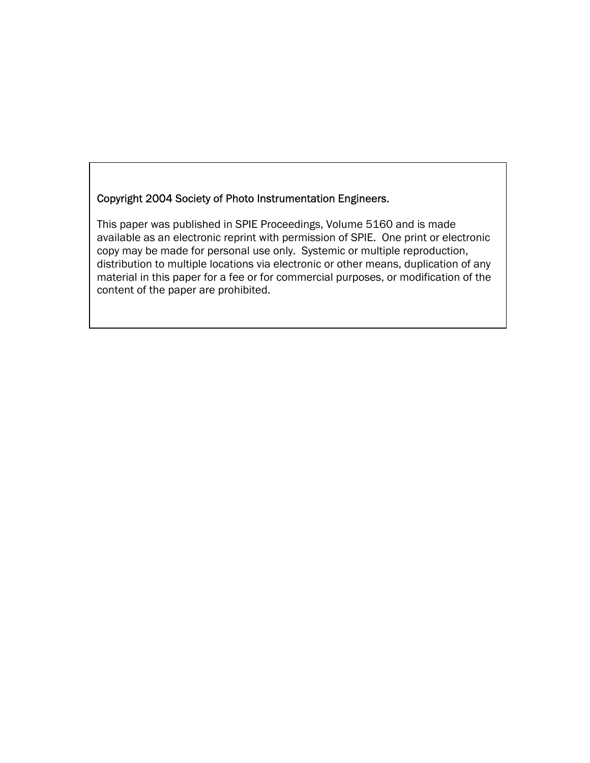Copyright 2004 Society of Photo Instrumentation Engineers.

This paper was published in SPIE Proceedings, Volume 5160 and is made available as an electronic reprint with permission of SPIE. One print or electronic copy may be made for personal use only. Systemic or multiple reproduction, distribution to multiple locations via electronic or other means, duplication of any material in this paper for a fee or for commercial purposes, or modification of the content of the paper are prohibited.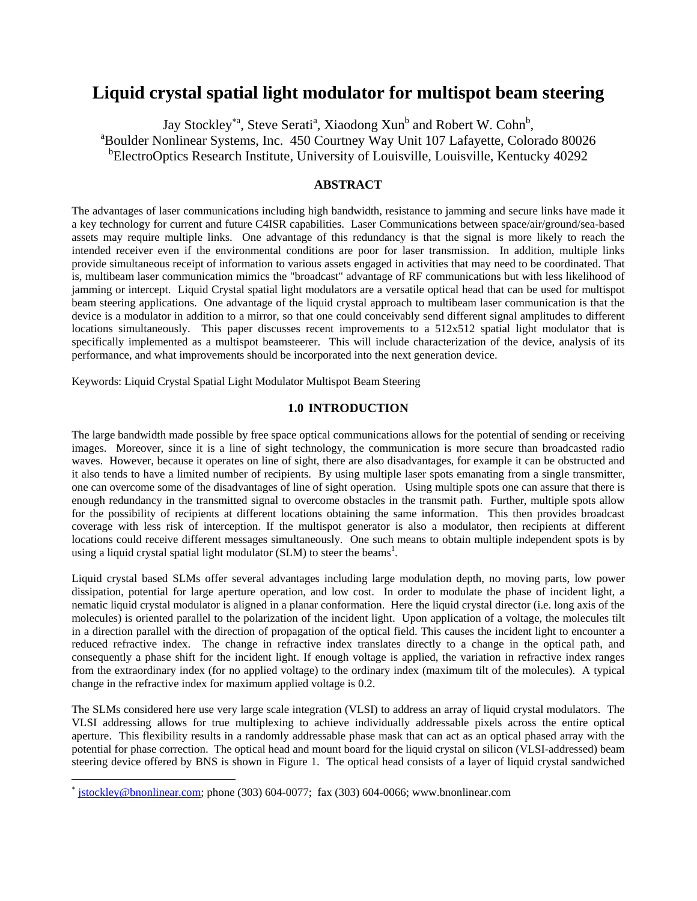# Liquid crystal spatial light modulator for multispot beam steering

Jay Stockley[*a], Steve Serati[a], Xiaodong Xun[b] and Robert W. Cohn[b],
[a]Boulder Nonlinear Systems, Inc. 450 Courtney Way Unit 107 Lafayette, Colorado 80026
[b]ElectroOptics Research Institute, University of Louisville, Louisville, Kentucky 40292

## ABSTRACT

The advantages of laser communications including high bandwidth, resistance to jamming and secure links have made it a key technology for current and future C4ISR capabilities. Laser Communications between space/air/ground/sea-based assets may require multiple links. One advantage of this redundancy is that the signal is more likely to reach the intended receiver even if the environmental conditions are poor for laser transmission. In addition, multiple links provide simultaneous receipt of information to various assets engaged in activities that may need to be coordinated. That is, multibeam laser communication mimics the "broadcast" advantage of RF communications but with less likelihood of jamming or intercept. Liquid Crystal spatial light modulators are a versatile optical head that can be used for multispot beam steering applications. One advantage of the liquid crystal approach to multibeam laser communication is that the device is a modulator in addition to a mirror, so that one could conceivably send different signal amplitudes to different locations simultaneously. This paper discusses recent improvements to a 512x512 spatial light modulator that is specifically implemented as a multispot beamsteerer. This will include characterization of the device, analysis of its performance, and what improvements should be incorporated into the next generation device.

Keywords: Liquid Crystal Spatial Light Modulator Multispot Beam Steering

## 1.0 INTRODUCTION

The large bandwidth made possible by free space optical communications allows for the potential of sending or receiving images. Moreover, since it is a line of sight technology, the communication is more secure than broadcasted radio waves. However, because it operates on line of sight, there are also disadvantages, for example it can be obstructed and it also tends to have a limited number of recipients. By using multiple laser spots emanating from a single transmitter, one can overcome some of the disadvantages of line of sight operation. Using multiple spots one can assure that there is enough redundancy in the transmitted signal to overcome obstacles in the transmit path. Further, multiple spots allow for the possibility of recipients at different locations obtaining the same information. This then provides broadcast coverage with less risk of interception. If the multispot generator is also a modulator, then recipients at different locations could receive different messages simultaneously. One such means to obtain multiple independent spots is by using a liquid crystal spatial light modulator (SLM) to steer the beams[1].

Liquid crystal based SLMs offer several advantages including large modulation depth, no moving parts, low power dissipation, potential for large aperture operation, and low cost. In order to modulate the phase of incident light, a nematic liquid crystal modulator is aligned in a planar conformation. Here the liquid crystal director (i.e. long axis of the molecules) is oriented parallel to the polarization of the incident light. Upon application of a voltage, the molecules tilt in a direction parallel with the direction of propagation of the optical field. This causes the incident light to encounter a reduced refractive index. The change in refractive index translates directly to a change in the optical path, and consequently a phase shift for the incident light. If enough voltage is applied, the variation in refractive index ranges from the extraordinary index (for no applied voltage) to the ordinary index (maximum tilt of the molecules). A typical change in the refractive index for maximum applied voltage is 0.2.

The SLMs considered here use very large scale integration (VLSI) to address an array of liquid crystal modulators. The VLSI addressing allows for true multiplexing to achieve individually addressable pixels across the entire optical aperture. This flexibility results in a randomly addressable phase mask that can act as an optical phased array with the potential for phase correction. The optical head and mount board for the liquid crystal on silicon (VLSI-addressed) beam steering device offered by BNS is shown in Figure 1. The optical head consists of a layer of liquid crystal sandwiched

[*] jstockley@bnonlinear.com; phone (303) 604-0077; fax (303) 604-0066; www.bnonlinear.com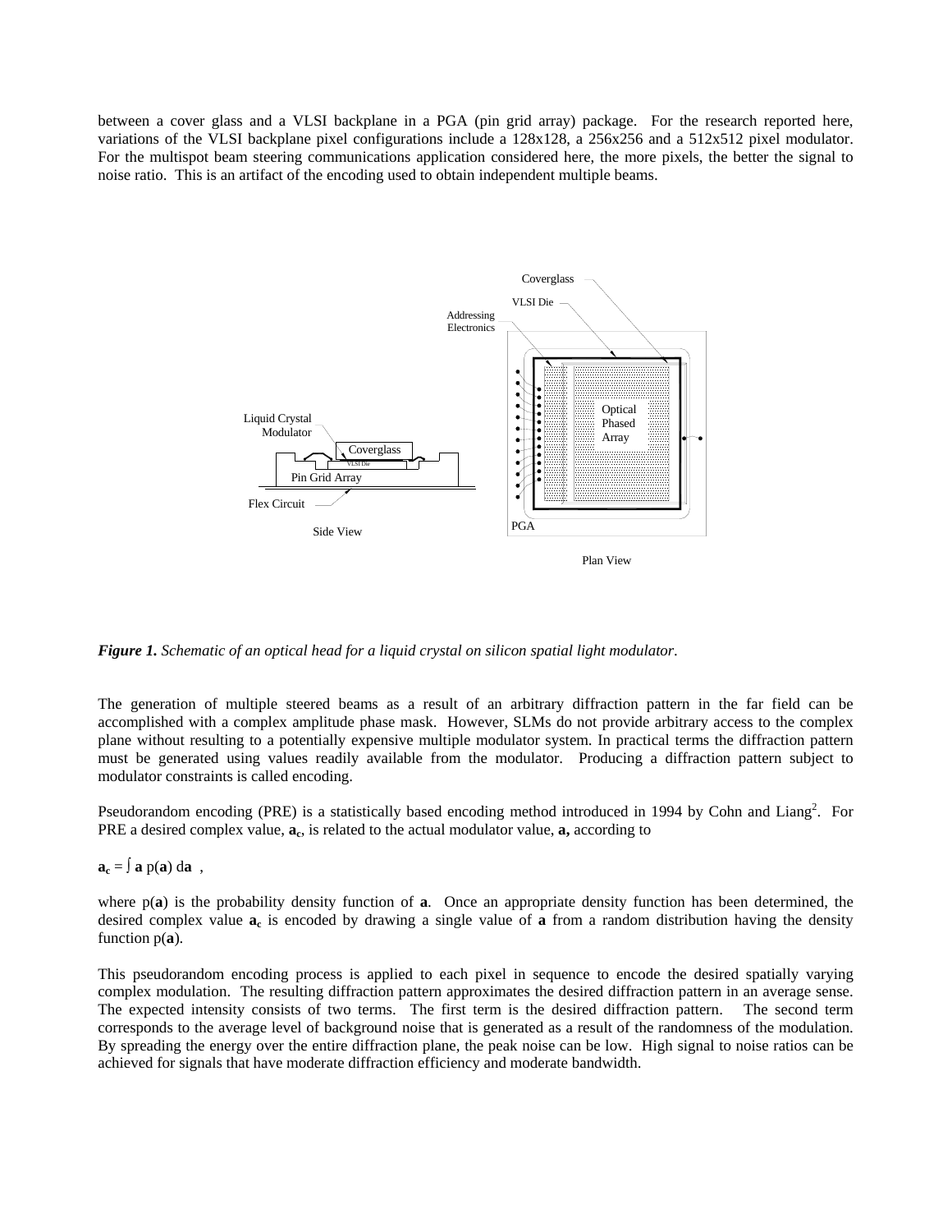between a cover glass and a VLSI backplane in a PGA (pin grid array) package. For the research reported here, variations of the VLSI backplane pixel configurations include a 128x128, a 256x256 and a 512x512 pixel modulator. For the multispot beam steering communications application considered here, the more pixels, the better the signal to noise ratio. This is an artifact of the encoding used to obtain independent multiple beams.

***Figure 1.*** *Schematic of an optical head for a liquid crystal on silicon spatial light modulator*.

The generation of multiple steered beams as a result of an arbitrary diffraction pattern in the far field can be accomplished with a complex amplitude phase mask. However, SLMs do not provide arbitrary access to the complex plane without resulting to a potentially expensive multiple modulator system. In practical terms the diffraction pattern must be generated using values readily available from the modulator. Producing a diffraction pattern subject to modulator constraints is called encoding.

Pseudorandom encoding (PRE) is a statistically based encoding method introduced in 1994 by Cohn and Liang[2]. For PRE a desired complex value, $\mathbf{a_c}$, is related to the actual modulator value, **a,** according to

$$\mathbf{a_c} = \int \mathbf{a}\, p(\mathbf{a})\, d\mathbf{a} \quad ,$$

where $p(\mathbf{a})$ is the probability density function of **a**. Once an appropriate density function has been determined, the desired complex value $\mathbf{a_c}$ is encoded by drawing a single value of **a** from a random distribution having the density function $p(\mathbf{a})$.

This pseudorandom encoding process is applied to each pixel in sequence to encode the desired spatially varying complex modulation. The resulting diffraction pattern approximates the desired diffraction pattern in an average sense. The expected intensity consists of two terms. The first term is the desired diffraction pattern. The second term corresponds to the average level of background noise that is generated as a result of the randomness of the modulation. By spreading the energy over the entire diffraction plane, the peak noise can be low. High signal to noise ratios can be achieved for signals that have moderate diffraction efficiency and moderate bandwidth.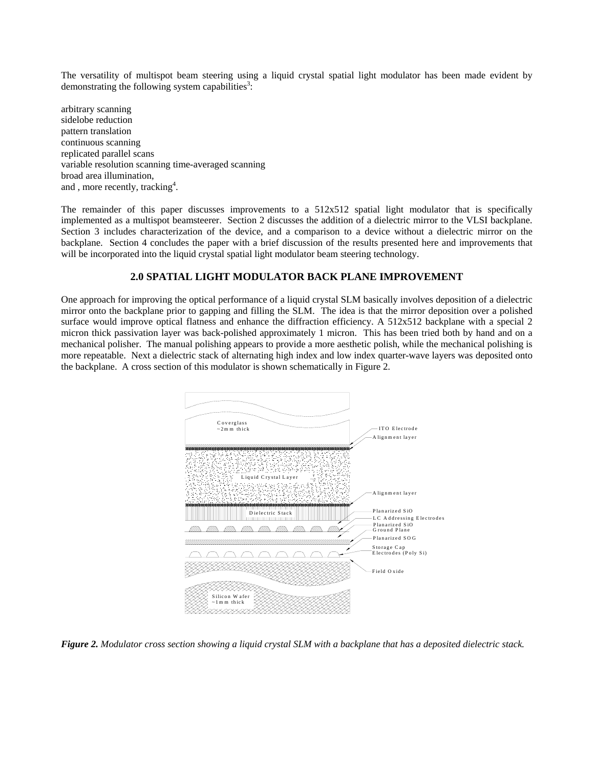The versatility of multispot beam steering using a liquid crystal spatial light modulator has been made evident by demonstrating the following system capabilities[3]:

arbitrary scanning
sidelobe reduction
pattern translation
continuous scanning
replicated parallel scans
variable resolution scanning time-averaged scanning
broad area illumination,
and , more recently, tracking[4].

The remainder of this paper discusses improvements to a 512x512 spatial light modulator that is specifically implemented as a multispot beamsteerer. Section 2 discusses the addition of a dielectric mirror to the VLSI backplane. Section 3 includes characterization of the device, and a comparison to a device without a dielectric mirror on the backplane. Section 4 concludes the paper with a brief discussion of the results presented here and improvements that will be incorporated into the liquid crystal spatial light modulator beam steering technology.

## 2.0 SPATIAL LIGHT MODULATOR BACK PLANE IMPROVEMENT

One approach for improving the optical performance of a liquid crystal SLM basically involves deposition of a dielectric mirror onto the backplane prior to gapping and filling the SLM. The idea is that the mirror deposition over a polished surface would improve optical flatness and enhance the diffraction efficiency. A 512x512 backplane with a special 2 micron thick passivation layer was back-polished approximately 1 micron. This has been tried both by hand and on a mechanical polisher. The manual polishing appears to provide a more aesthetic polish, while the mechanical polishing is more repeatable. Next a dielectric stack of alternating high index and low index quarter-wave layers was deposited onto the backplane. A cross section of this modulator is shown schematically in Figure 2.

Coverglass
~2mm thick

ITO Electrode
Alignment layer

Liquid Crystal Layer

Alignment layer

Dielectric Stack

Planarized SiO
LC Addressing Electrodes
Planarized SiO
Ground Plane
Planarized SOG
Storage Cap
Electrodes (Poly Si)

Field Oxide

Silicon Wafer
~1mm thick

***Figure 2.*** *Modulator cross section showing a liquid crystal SLM with a backplane that has a deposited dielectric stack.*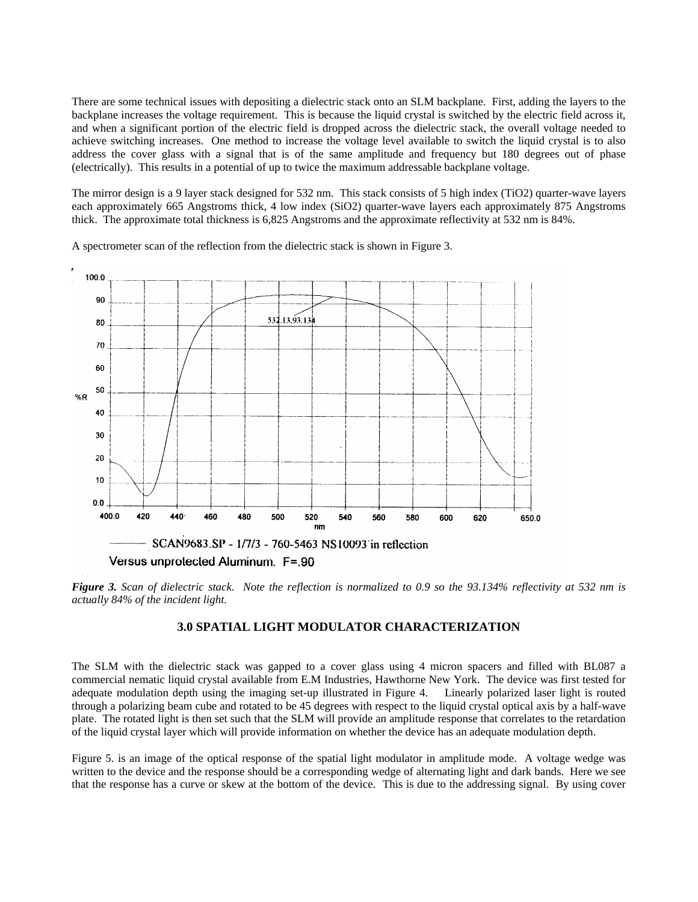There are some technical issues with depositing a dielectric stack onto an SLM backplane. First, adding the layers to the backplane increases the voltage requirement. This is because the liquid crystal is switched by the electric field across it, and when a significant portion of the electric field is dropped across the dielectric stack, the overall voltage needed to achieve switching increases. One method to increase the voltage level available to switch the liquid crystal is to also address the cover glass with a signal that is of the same amplitude and frequency but 180 degrees out of phase (electrically). This results in a potential of up to twice the maximum addressable backplane voltage.

The mirror design is a 9 layer stack designed for 532 nm. This stack consists of 5 high index ($TiO_2$) quarter-wave layers each approximately 665 Angstroms thick, 4 low index ($SiO_2$) quarter-wave layers each approximately 875 Angstroms thick. The approximate total thickness is 6,825 Angstroms and the approximate reflectivity at 532 nm is 84%.

A spectrometer scan of the reflection from the dielectric stack is shown in Figure 3.

***Figure 3.*** *Scan of dielectric stack. Note the reflection is normalized to 0.9 so the 93.134% reflectivity at 532 nm is actually 84% of the incident light.*

## 3.0 SPATIAL LIGHT MODULATOR CHARACTERIZATION

The SLM with the dielectric stack was gapped to a cover glass using 4 micron spacers and filled with BL087 a commercial nematic liquid crystal available from E.M Industries, Hawthorne New York. The device was first tested for adequate modulation depth using the imaging set-up illustrated in Figure 4. Linearly polarized laser light is routed through a polarizing beam cube and rotated to be 45 degrees with respect to the liquid crystal optical axis by a half-wave plate. The rotated light is then set such that the SLM will provide an amplitude response that correlates to the retardation of the liquid crystal layer which will provide information on whether the device has an adequate modulation depth.

Figure 5. is an image of the optical response of the spatial light modulator in amplitude mode. A voltage wedge was written to the device and the response should be a corresponding wedge of alternating light and dark bands. Here we see that the response has a curve or skew at the bottom of the device. This is due to the addressing signal. By using cover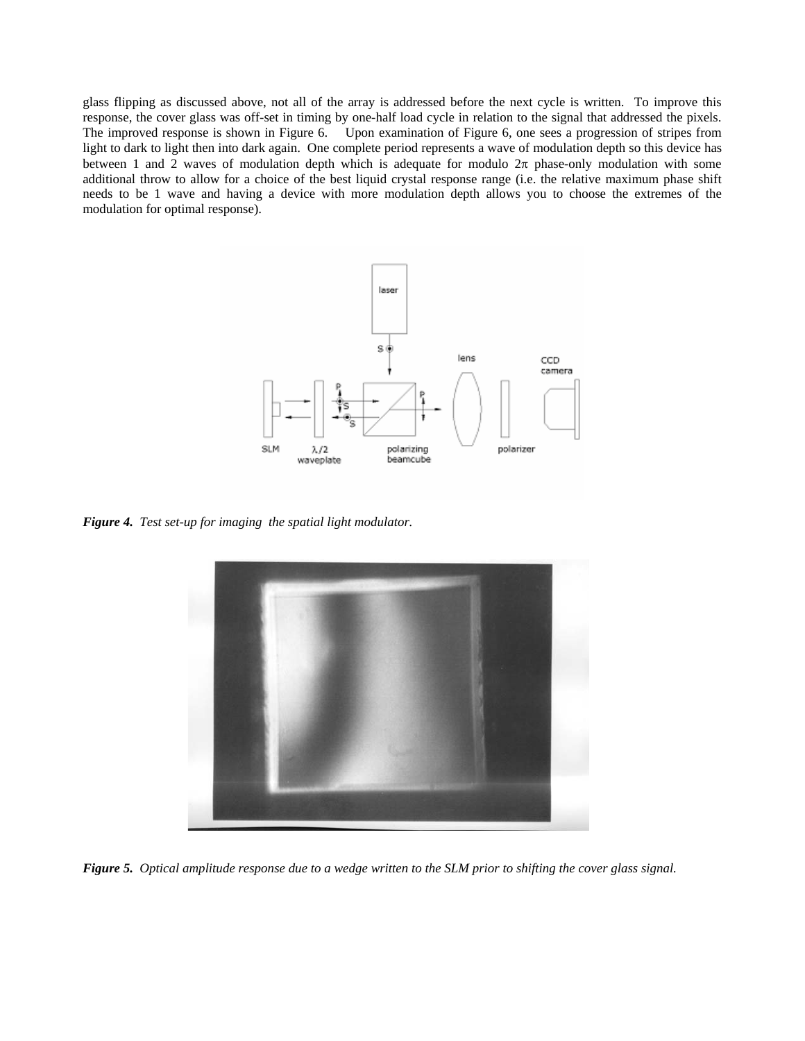glass flipping as discussed above, not all of the array is addressed before the next cycle is written. To improve this response, the cover glass was off-set in timing by one-half load cycle in relation to the signal that addressed the pixels. The improved response is shown in Figure 6. Upon examination of Figure 6, one sees a progression of stripes from light to dark to light then into dark again. One complete period represents a wave of modulation depth so this device has between 1 and 2 waves of modulation depth which is adequate for modulo $2\pi$ phase-only modulation with some additional throw to allow for a choice of the best liquid crystal response range (i.e. the relative maximum phase shift needs to be 1 wave and having a device with more modulation depth allows you to choose the extremes of the modulation for optimal response).

***Figure 4.*** *Test set-up for imaging the spatial light modulator.*

***Figure 5.*** *Optical amplitude response due to a wedge written to the SLM prior to shifting the cover glass signal.*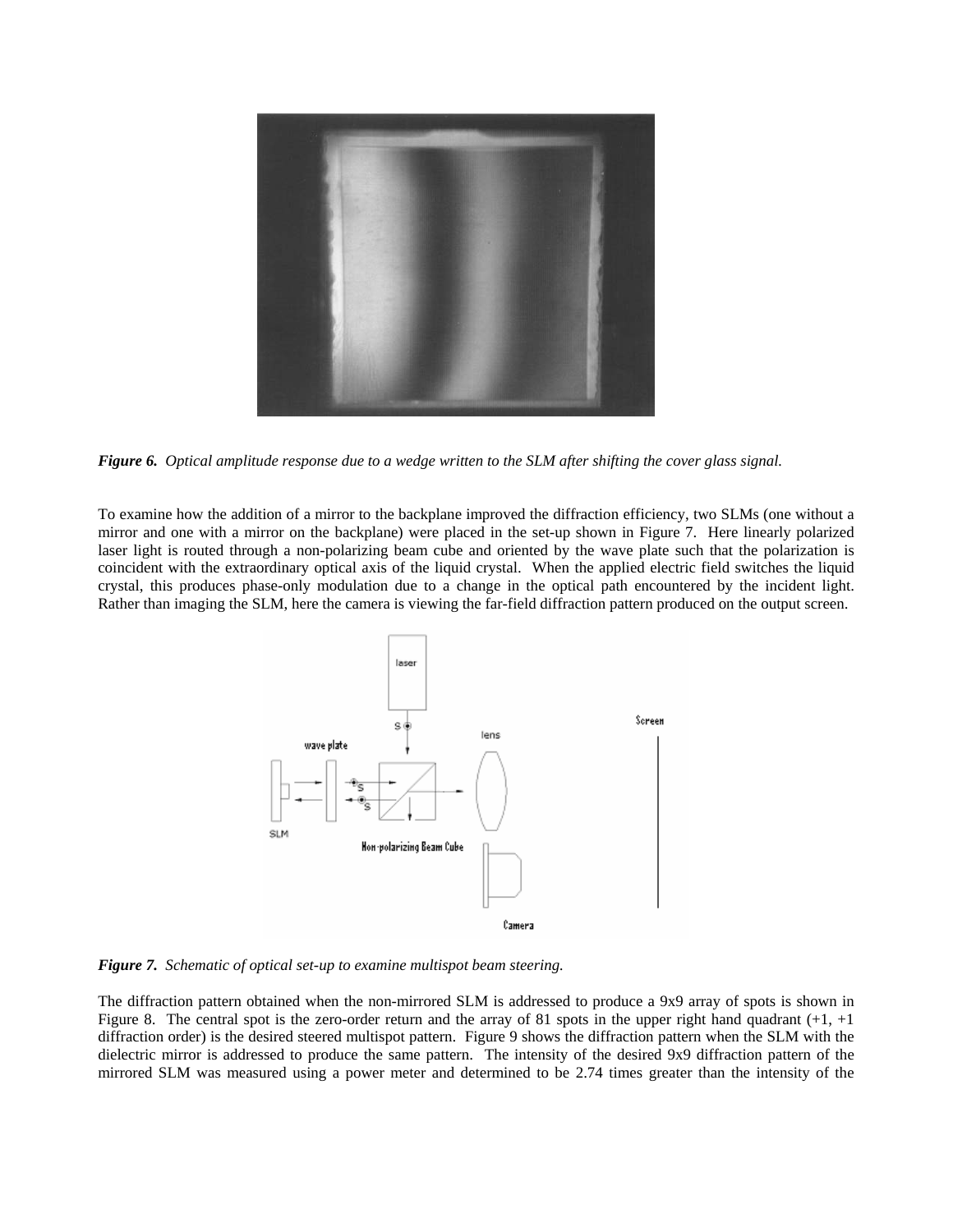*Figure 6. Optical amplitude response due to a wedge written to the SLM after shifting the cover glass signal.*

To examine how the addition of a mirror to the backplane improved the diffraction efficiency, two SLMs (one without a mirror and one with a mirror on the backplane) were placed in the set-up shown in Figure 7. Here linearly polarized laser light is routed through a non-polarizing beam cube and oriented by the wave plate such that the polarization is coincident with the extraordinary optical axis of the liquid crystal. When the applied electric field switches the liquid crystal, this produces phase-only modulation due to a change in the optical path encountered by the incident light. Rather than imaging the SLM, here the camera is viewing the far-field diffraction pattern produced on the output screen.

*Figure 7. Schematic of optical set-up to examine multispot beam steering.*

The diffraction pattern obtained when the non-mirrored SLM is addressed to produce a 9x9 array of spots is shown in Figure 8. The central spot is the zero-order return and the array of 81 spots in the upper right hand quadrant (+1, +1 diffraction order) is the desired steered multispot pattern. Figure 9 shows the diffraction pattern when the SLM with the dielectric mirror is addressed to produce the same pattern. The intensity of the desired 9x9 diffraction pattern of the mirrored SLM was measured using a power meter and determined to be 2.74 times greater than the intensity of the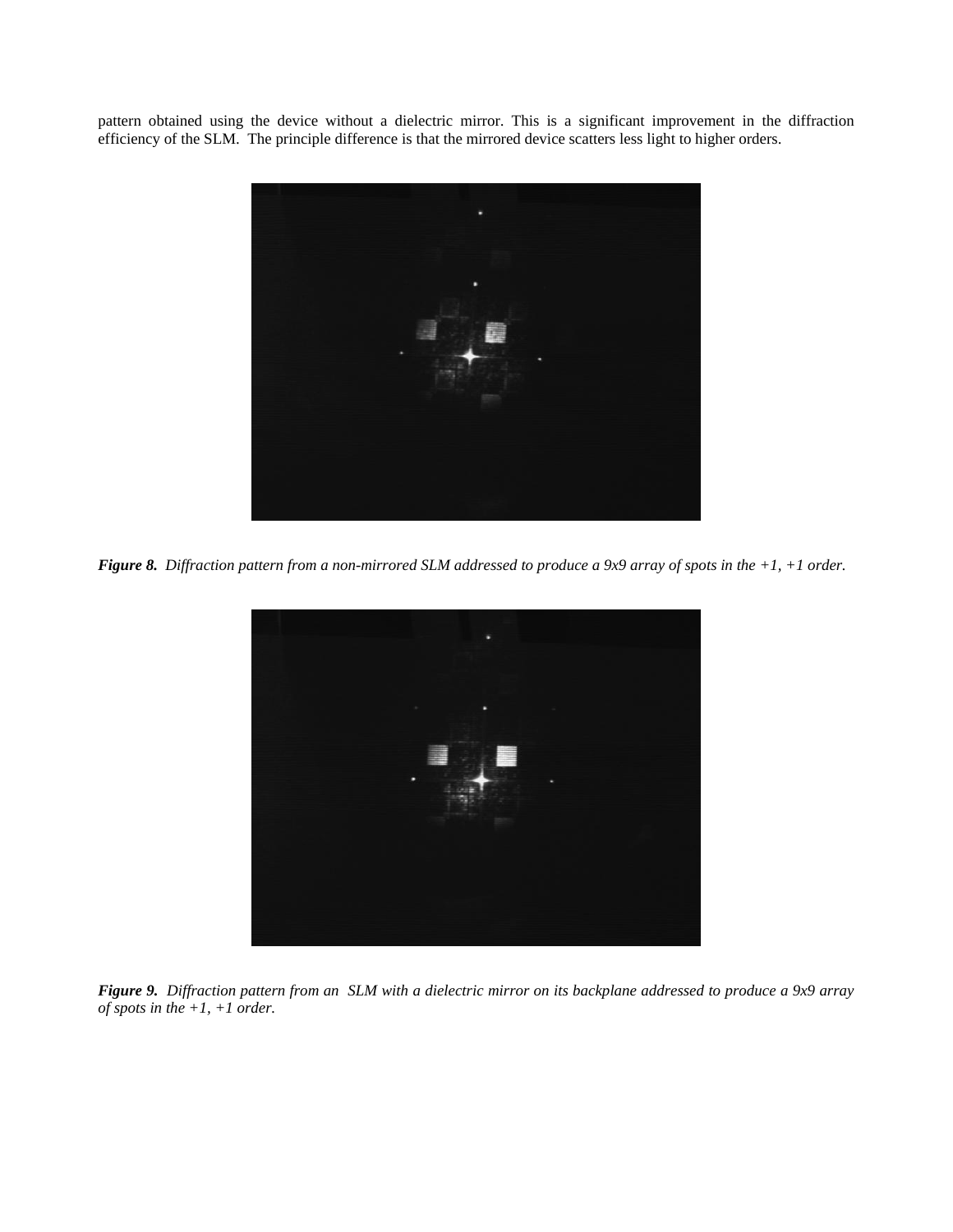pattern obtained using the device without a dielectric mirror. This is a significant improvement in the diffraction efficiency of the SLM. The principle difference is that the mirrored device scatters less light to higher orders.

***Figure 8.*** *Diffraction pattern from a non-mirrored SLM addressed to produce a 9x9 array of spots in the +1, +1 order.*

***Figure 9.*** *Diffraction pattern from an SLM with a dielectric mirror on its backplane addressed to produce a 9x9 array of spots in the +1, +1 order.*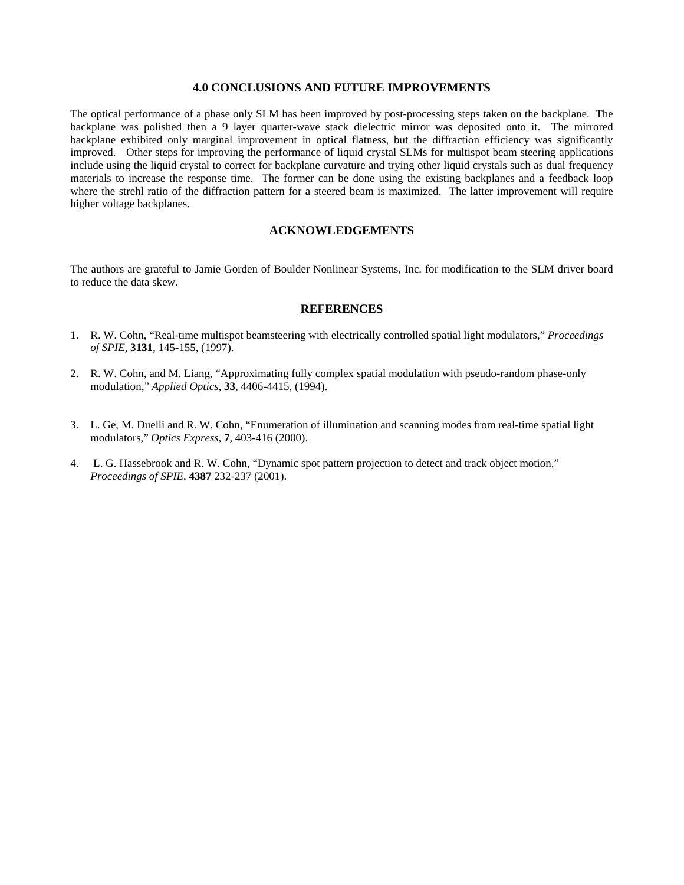## 4.0 CONCLUSIONS AND FUTURE IMPROVEMENTS

The optical performance of a phase only SLM has been improved by post-processing steps taken on the backplane. The backplane was polished then a 9 layer quarter-wave stack dielectric mirror was deposited onto it. The mirrored backplane exhibited only marginal improvement in optical flatness, but the diffraction efficiency was significantly improved. Other steps for improving the performance of liquid crystal SLMs for multispot beam steering applications include using the liquid crystal to correct for backplane curvature and trying other liquid crystals such as dual frequency materials to increase the response time. The former can be done using the existing backplanes and a feedback loop where the strehl ratio of the diffraction pattern for a steered beam is maximized. The latter improvement will require higher voltage backplanes.

## ACKNOWLEDGEMENTS

The authors are grateful to Jamie Gorden of Boulder Nonlinear Systems, Inc. for modification to the SLM driver board to reduce the data skew.

## REFERENCES

1. R. W. Cohn, "Real-time multispot beamsteering with electrically controlled spatial light modulators," *Proceedings of SPIE*, **3131**, 145-155, (1997).

2. R. W. Cohn, and M. Liang, "Approximating fully complex spatial modulation with pseudo-random phase-only modulation," *Applied Optics*, **33**, 4406-4415, (1994).

3. L. Ge, M. Duelli and R. W. Cohn, "Enumeration of illumination and scanning modes from real-time spatial light modulators," *Optics Express*, **7**, 403-416 (2000).

4. L. G. Hassebrook and R. W. Cohn, "Dynamic spot pattern projection to detect and track object motion," *Proceedings of SPIE*, **4387** 232-237 (2001).